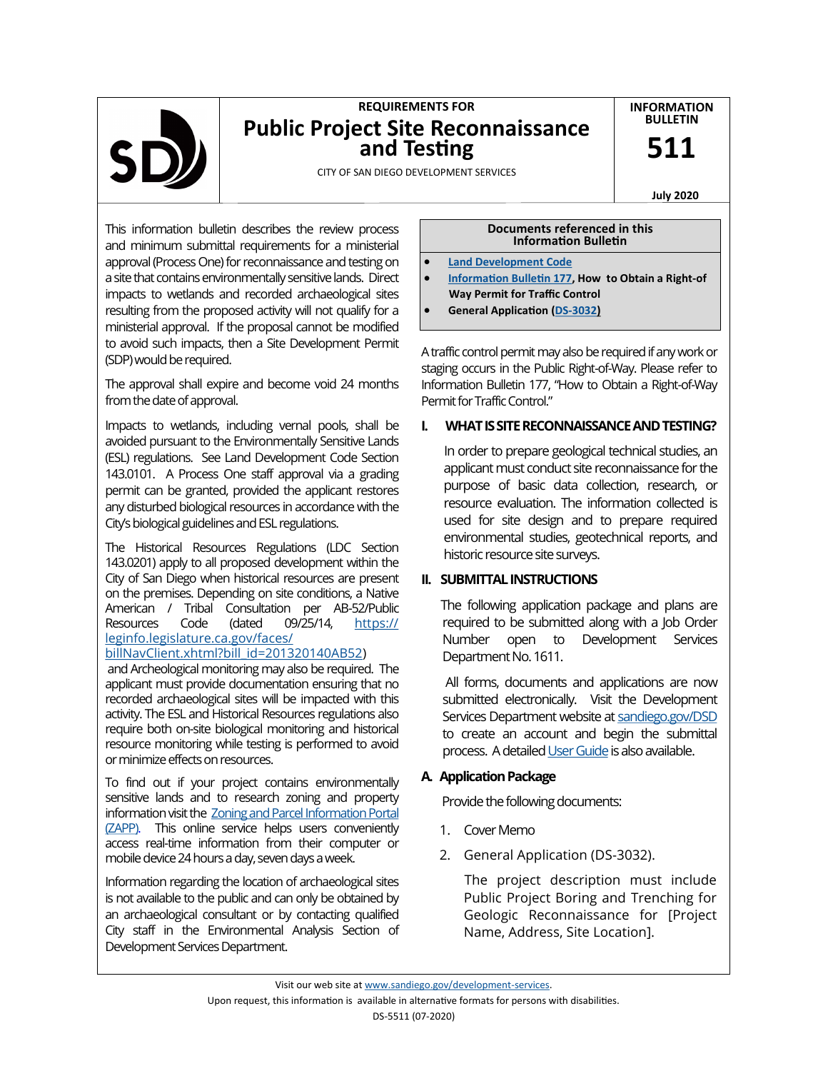**REQUIREMENTS FOR**

# Public Project Site Reconnaissance and Testing

CITY OF SAN DIEGO DEVELOPMENT SERVICES

**INFORMATION BULLETIN**

**511**

**July 2020**

This information bulletin describes the review process and minimum submittal requirements for a ministerial approval (Process One) for reconnaissance and testing on a site that contains environmentally sensitive lands. Direct impacts to wetlands and recorded archaeological sites resulting from the proposed activity will not qualify for a ministerial approval. If the proposal cannot be modified to avoid such impacts, then a Site Development Permit (SDP) would be required.

The approval shall expire and become void 24 months from the date of approval.

Impacts to wetlands, including vernal pools, shall be avoided pursuant to the Environmentally Sensitive Lands (ESL) regulations. See Land Development Code Section 143.0101. A Process One staff approval via a grading permit can be granted, provided the applicant restores any disturbed biological resources in accordance with the City's biological guidelines and ESL regulations.

The Historical Resources Regulations (LDC Section 143.0201) apply to all proposed development within the City of San Diego when historical resources are present on the premises. Depending on site conditions, a Native American / Tribal Consultation per AB-52/Public Resources Code (dated 09/25/14, https://leginfo.legislature.ca.gov/faces/billNavClient.xhtml?bill_id=201320140AB52) and Archeological monitoring may also be required. The applicant must provide documentation ensuring that no recorded archaeological sites will be impacted with this activity. The ESL and Historical Resources regulations also require both on-site biological monitoring and historical resource monitoring while testing is performed to avoid or minimize effects on resources.

To find out if your project contains environmentally sensitive lands and to research zoning and property information visit the Zoning and Parcel Information Portal (ZAPP). This online service helps users conveniently access real-time information from their computer or mobile device 24 hours a day, seven days a week.

Information regarding the location of archaeological sites is not available to the public and can only be obtained by an archaeological consultant or by contacting qualified City staff in the Environmental Analysis Section of Development Services Department.

**Documents referenced in this Information Bulletin**

- Land Development Code
- Information Bulletin 177, **How to Obtain a Right-of Way Permit for Traffic Control**
- **General Application (DS-3032)**

A traffic control permit may also be required if any work or staging occurs in the Public Right-of-Way. Please refer to Information Bulletin 177, "How to Obtain a Right-of-Way Permit for Traffic Control."

## I. WHAT IS SITE RECONNAISSANCE AND TESTING?

In order to prepare geological technical studies, an applicant must conduct site reconnaissance for the purpose of basic data collection, research, or resource evaluation. The information collected is used for site design and to prepare required environmental studies, geotechnical reports, and historic resource site surveys.

## II. SUBMITTAL INSTRUCTIONS

The following application package and plans are required to be submitted along with a Job Order Number open to Development Services Department No. 1611.

All forms, documents and applications are now submitted electronically. Visit the Development Services Department website at sandiego.gov/DSD to create an account and begin the submittal process. A detailed User Guide is also available.

### A. Application Package

Provide the following documents:

1. Cover Memo
2. General Application (DS-3032).

   The project description must include Public Project Boring and Trenching for Geologic Reconnaissance for [Project Name, Address, Site Location].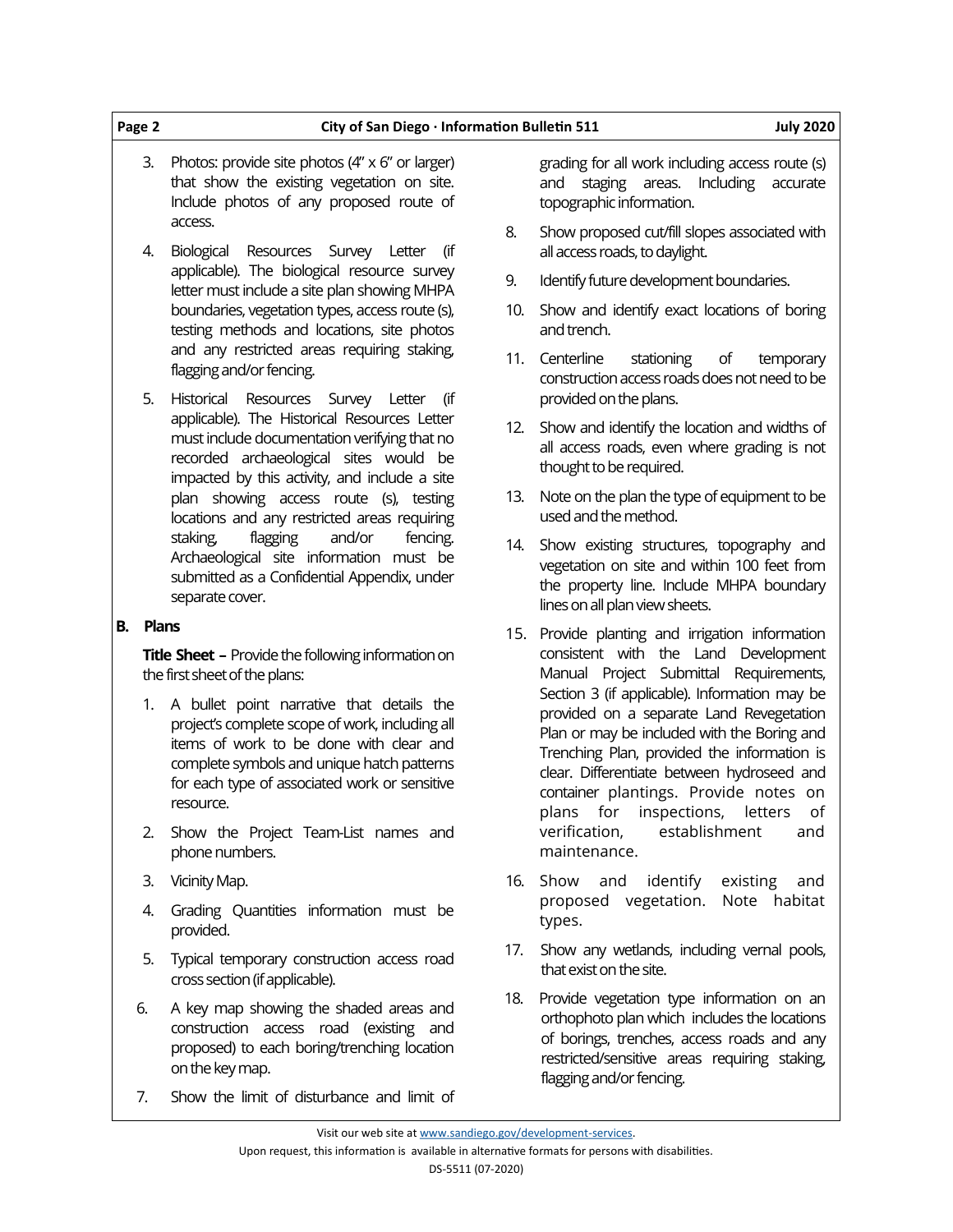3. Photos: provide site photos (4" x 6" or larger) that show the existing vegetation on site. Include photos of any proposed route of access.
4. Biological Resources Survey Letter (if applicable). The biological resource survey letter must include a site plan showing MHPA boundaries, vegetation types, access route (s), testing methods and locations, site photos and any restricted areas requiring staking, flagging and/or fencing.
5. Historical Resources Survey Letter (if applicable). The Historical Resources Letter must include documentation verifying that no recorded archaeological sites would be impacted by this activity, and include a site plan showing access route (s), testing locations and any restricted areas requiring staking, flagging and/or fencing. Archaeological site information must be submitted as a Confidential Appendix, under separate cover.

## B. Plans

**Title Sheet –** Provide the following information on the first sheet of the plans:

1. A bullet point narrative that details the project's complete scope of work, including all items of work to be done with clear and complete symbols and unique hatch patterns for each type of associated work or sensitive resource.
2. Show the Project Team-List names and phone numbers.
3. Vicinity Map.
4. Grading Quantities information must be provided.
5. Typical temporary construction access road cross section (if applicable).
6. A key map showing the shaded areas and construction access road (existing and proposed) to each boring/trenching location on the key map.
7. Show the limit of disturbance and limit of grading for all work including access route (s) and staging areas. Including accurate topographic information.
8. Show proposed cut/fill slopes associated with all access roads, to daylight.
9. Identify future development boundaries.
10. Show and identify exact locations of boring and trench.
11. Centerline stationing of temporary construction access roads does not need to be provided on the plans.
12. Show and identify the location and widths of all access roads, even where grading is not thought to be required.
13. Note on the plan the type of equipment to be used and the method.
14. Show existing structures, topography and vegetation on site and within 100 feet from the property line. Include MHPA boundary lines on all plan view sheets.
15. Provide planting and irrigation information consistent with the Land Development Manual Project Submittal Requirements, Section 3 (if applicable). Information may be provided on a separate Land Revegetation Plan or may be included with the Boring and Trenching Plan, provided the information is clear. Differentiate between hydroseed and container plantings. Provide notes on plans for inspections, letters of verification, establishment and maintenance.
16. Show and identify existing and proposed vegetation. Note habitat types.
17. Show any wetlands, including vernal pools, that exist on the site.
18. Provide vegetation type information on an orthophoto plan which includes the locations of borings, trenches, access roads and any restricted/sensitive areas requiring staking, flagging and/or fencing.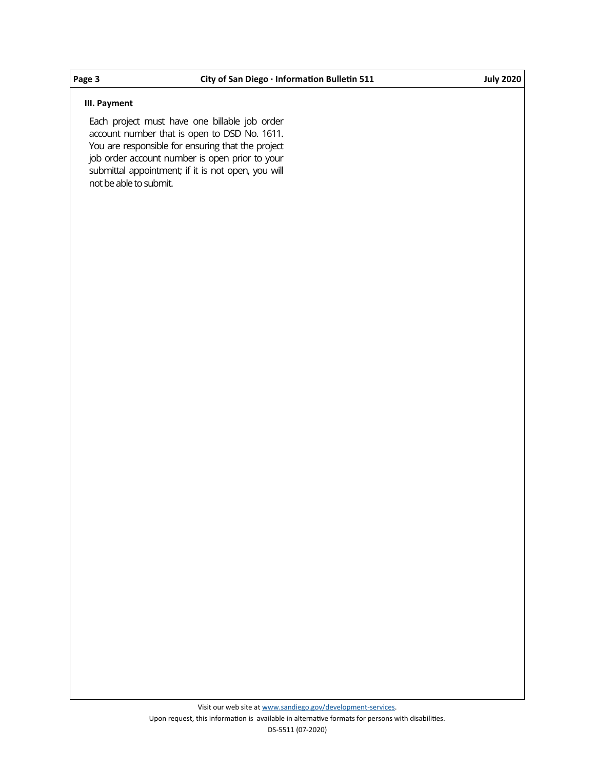### III. Payment

Each project must have one billable job order account number that is open to DSD No. 1611. You are responsible for ensuring that the project job order account number is open prior to your submittal appointment; if it is not open, you will not be able to submit.